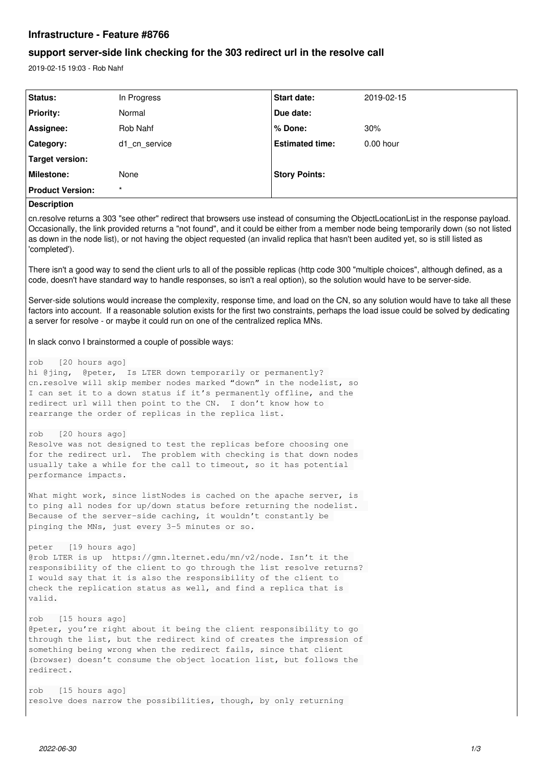# Infrastructure - Feature #8766

## support server-side link checking for the 303 redirect url in the resolve call

2019-02-15 19:03 - Rob Nahf

| Status: | In Progress | Start date: | 2019-02-15 |
|---|---|---|---|
| Priority: | Normal | Due date: | |
| Assignee: | Rob Nahf | % Done: | 30% |
| Category: | d1_cn_service | Estimated time: | 0.00 hour |
| Target version: | | | |
| Milestone: | None | Story Points: | |
| Product Version: | * | | |

### Description

cn.resolve returns a 303 "see other" redirect that browsers use instead of consuming the ObjectLocationList in the response payload. Occasionally, the link provided returns a "not found", and it could be either from a member node being temporarily down (so not listed as down in the node list), or not having the object requested (an invalid replica that hasn't been audited yet, so is still listed as 'completed').

There isn't a good way to send the client urls to all of the possible replicas (http code 300 "multiple choices", although defined, as a code, doesn't have standard way to handle responses, so isn't a real option), so the solution would have to be server-side.

Server-side solutions would increase the complexity, response time, and load on the CN, so any solution would have to take all these factors into account. If a reasonable solution exists for the first two constraints, perhaps the load issue could be solved by dedicating a server for resolve - or maybe it could run on one of the centralized replica MNs.

In slack convo I brainstormed a couple of possible ways:

```
rob   [20 hours ago]
hi @jing,  @peter,  Is LTER down temporarily or permanently?
cn.resolve will skip member nodes marked "down" in the nodelist, so
I can set it to a down status if it's permanently offline, and the
redirect url will then point to the CN.  I don't know how to
rearrange the order of replicas in the replica list.

rob   [20 hours ago]
Resolve was not designed to test the replicas before choosing one
for the redirect url.  The problem with checking is that down nodes
usually take a while for the call to timeout, so it has potential
performance impacts.

What might work, since listNodes is cached on the apache server, is
to ping all nodes for up/down status before returning the nodelist.
Because of the server-side caching, it wouldn't constantly be
pinging the MNs, just every 3-5 minutes or so.

peter   [19 hours ago]
@rob LTER is up  https://gmn.lternet.edu/mn/v2/node. Isn't it the
responsibility of the client to go through the list resolve returns?
I would say that it is also the responsibility of the client to
check the replication status as well, and find a replica that is
valid.

rob   [15 hours ago]
@peter, you're right about it being the client responsibility to go
through the list, but the redirect kind of creates the impression of
something being wrong when the redirect fails, since that client
(browser) doesn't consume the object location list, but follows the
redirect.

rob   [15 hours ago]
resolve does narrow the possibilities, though, by only returning
```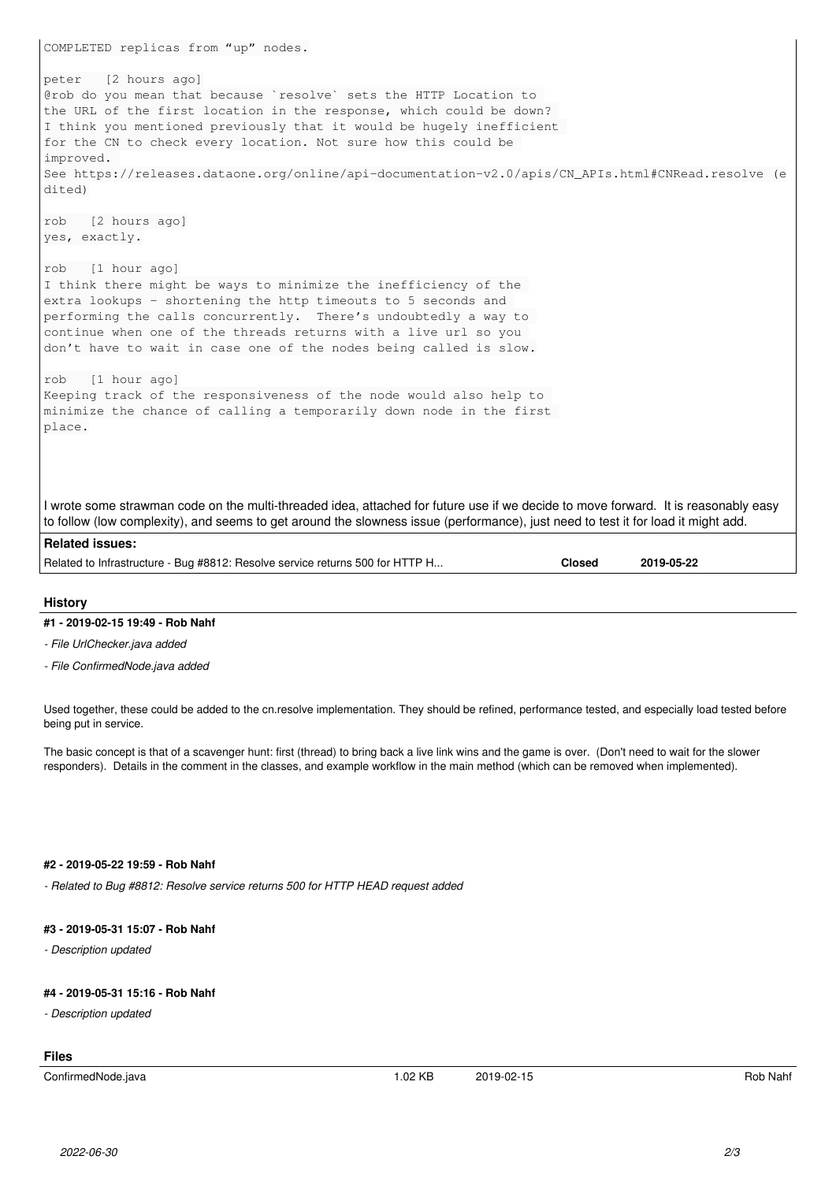```
COMPLETED replicas from "up" nodes.

peter   [2 hours ago]
@rob do you mean that because `resolve` sets the HTTP Location to
the URL of the first location in the response, which could be down?
I think you mentioned previously that it would be hugely inefficient
for the CN to check every location. Not sure how this could be
improved.
See https://releases.dataone.org/online/api-documentation-v2.0/apis/CN_APIs.html#CNRead.resolve (e
dited)

rob   [2 hours ago]
yes, exactly.

rob   [1 hour ago]
I think there might be ways to minimize the inefficiency of the
extra lookups - shortening the http timeouts to 5 seconds and
performing the calls concurrently.  There's undoubtedly a way to
continue when one of the threads returns with a live url so you
don't have to wait in case one of the nodes being called is slow.

rob   [1 hour ago]
Keeping track of the responsiveness of the node would also help to
minimize the chance of calling a temporarily down node in the first
place.
```

I wrote some strawman code on the multi-threaded idea, attached for future use if we decide to move forward. It is reasonably easy to follow (low complexity), and seems to get around the slowness issue (performance), just need to test it for load it might add.

**Related issues:**

| | | |
|---|---|---|
| Related to Infrastructure - Bug #8812: Resolve service returns 500 for HTTP H... | **Closed** | **2019-05-22** |

## History

#### #1 - 2019-02-15 19:49 - Rob Nahf

- *File UrlChecker.java added*
- *File ConfirmedNode.java added*

Used together, these could be added to the cn.resolve implementation. They should be refined, performance tested, and especially load tested before being put in service.

The basic concept is that of a scavenger hunt: first (thread) to bring back a live link wins and the game is over. (Don't need to wait for the slower responders). Details in the comment in the classes, and example workflow in the main method (which can be removed when implemented).

#### #2 - 2019-05-22 19:59 - Rob Nahf

- *Related to Bug #8812: Resolve service returns 500 for HTTP HEAD request added*

#### #3 - 2019-05-31 15:07 - Rob Nahf

- *Description updated*

#### #4 - 2019-05-31 15:16 - Rob Nahf

- *Description updated*

## Files

| | | | |
|---|---|---|---|
| ConfirmedNode.java | 1.02 KB | 2019-02-15 | Rob Nahf |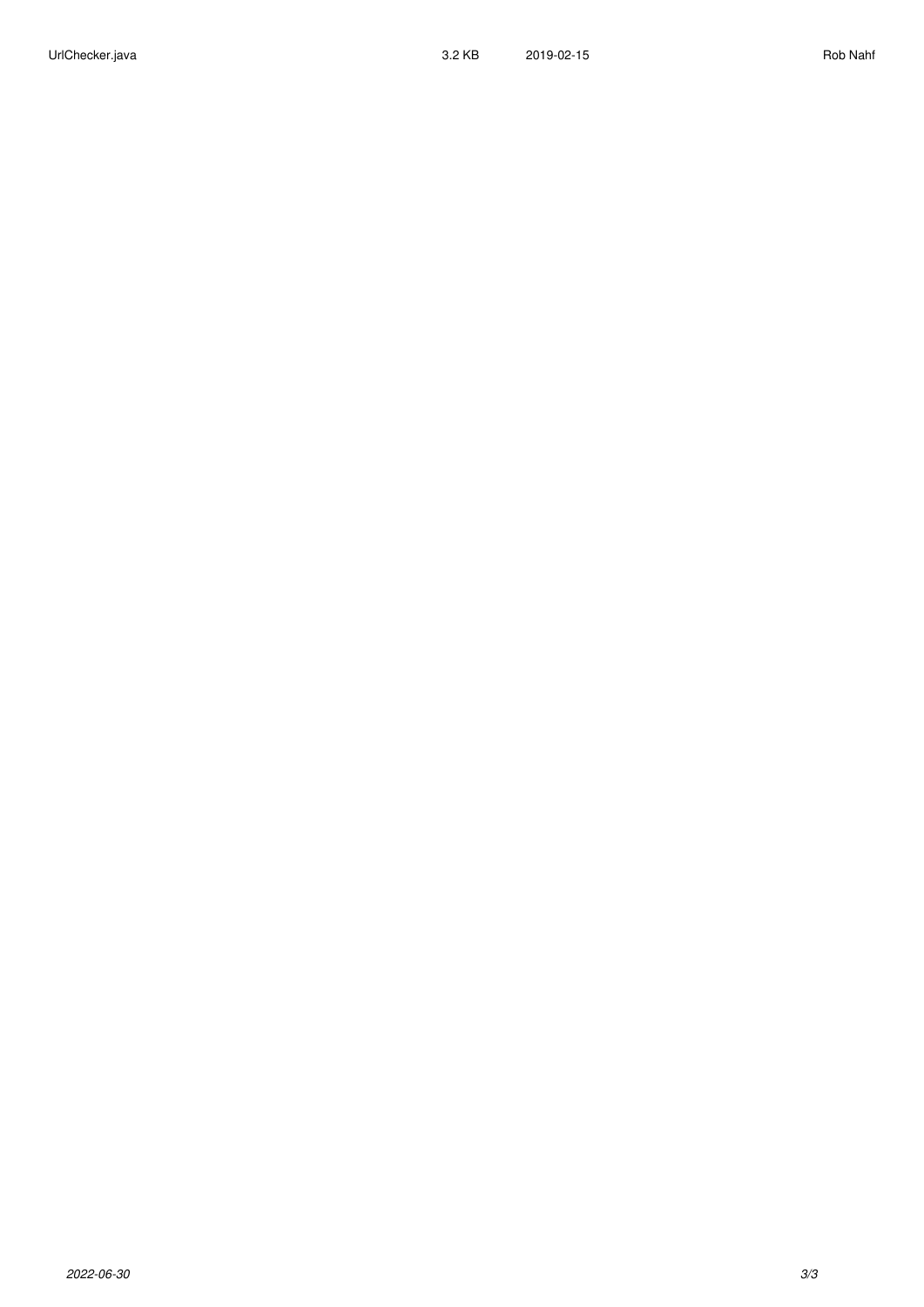| | | | |
|---|---|---|---|
| UrlChecker.java | 3.2 KB | 2019-02-15 | Rob Nahf |